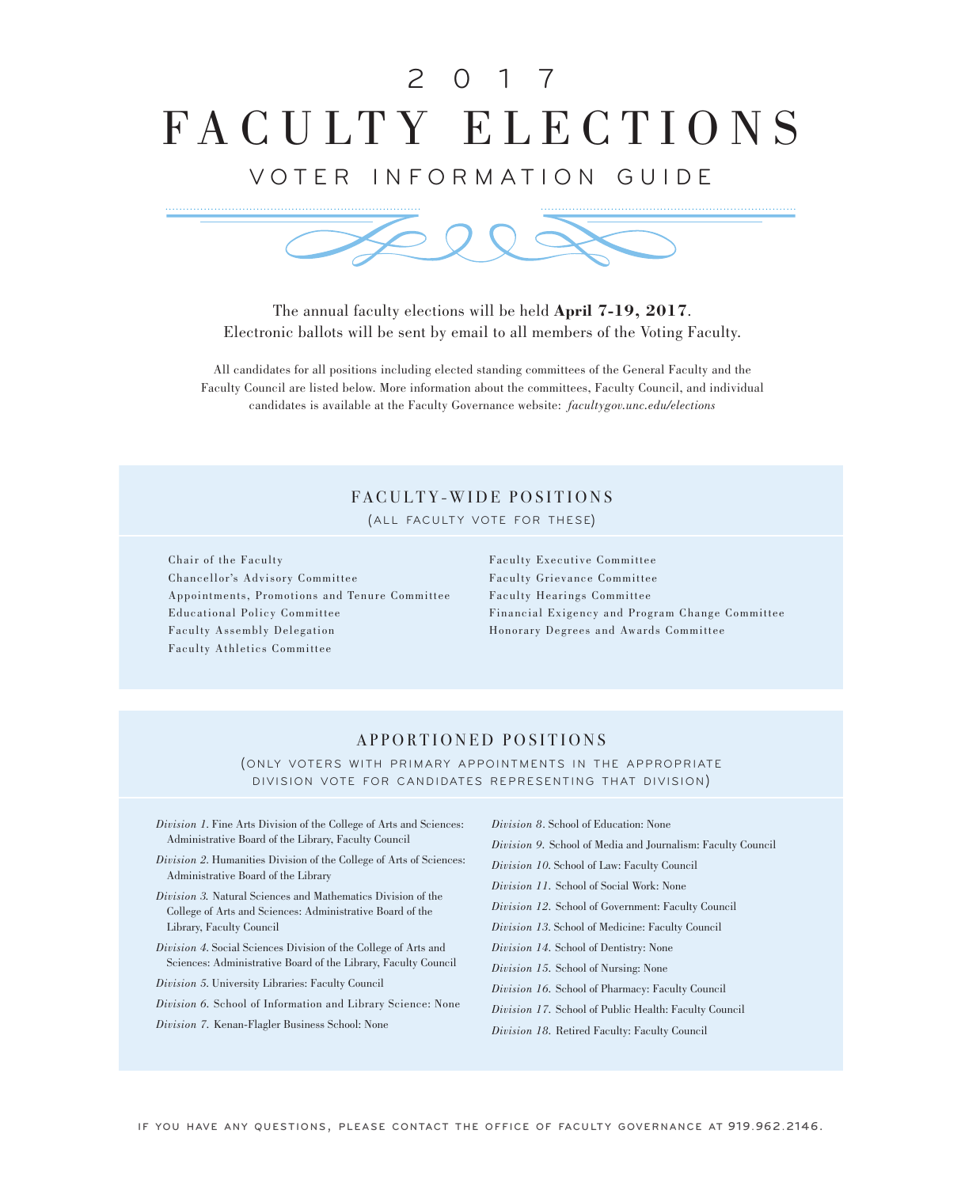# 2017 FACULTY ELECTIONS

## VOTER INFORMATION GUIDE

The annual faculty elections will be held **April 7-19, 2017**.
Electronic ballots will be sent by email to all members of the Voting Faculty.

All candidates for all positions including elected standing committees of the General Faculty and the Faculty Council are listed below. More information about the committees, Faculty Council, and individual candidates is available at the Faculty Governance website: *facultygov.unc.edu/elections*

## FACULTY-WIDE POSITIONS

(ALL FACULTY VOTE FOR THESE)

- Chair of the Faculty
- Chancellor's Advisory Committee
- Appointments, Promotions and Tenure Committee
- Educational Policy Committee
- Faculty Assembly Delegation
- Faculty Athletics Committee
- Faculty Executive Committee
- Faculty Grievance Committee
- Faculty Hearings Committee
- Financial Exigency and Program Change Committee
- Honorary Degrees and Awards Committee

## APPORTIONED POSITIONS

(ONLY VOTERS WITH PRIMARY APPOINTMENTS IN THE APPROPRIATE DIVISION VOTE FOR CANDIDATES REPRESENTING THAT DIVISION)

- *Division 1.* Fine Arts Division of the College of Arts and Sciences: Administrative Board of the Library, Faculty Council
- *Division 2.* Humanities Division of the College of Arts of Sciences: Administrative Board of the Library
- *Division 3.* Natural Sciences and Mathematics Division of the College of Arts and Sciences: Administrative Board of the Library, Faculty Council
- *Division 4.* Social Sciences Division of the College of Arts and Sciences: Administrative Board of the Library, Faculty Council
- *Division 5.* University Libraries: Faculty Council
- *Division 6.* School of Information and Library Science: None
- *Division 7.* Kenan-Flagler Business School: None
- *Division 8.* School of Education: None
- *Division 9.* School of Media and Journalism: Faculty Council
- *Division 10.* School of Law: Faculty Council
- *Division 11.* School of Social Work: None
- *Division 12.* School of Government: Faculty Council
- *Division 13.* School of Medicine: Faculty Council
- *Division 14.* School of Dentistry: None
- *Division 15.* School of Nursing: None
- *Division 16.* School of Pharmacy: Faculty Council
- *Division 17.* School of Public Health: Faculty Council
- *Division 18.* Retired Faculty: Faculty Council

IF YOU HAVE ANY QUESTIONS, PLEASE CONTACT THE OFFICE OF FACULTY GOVERNANCE AT 919.962.2146.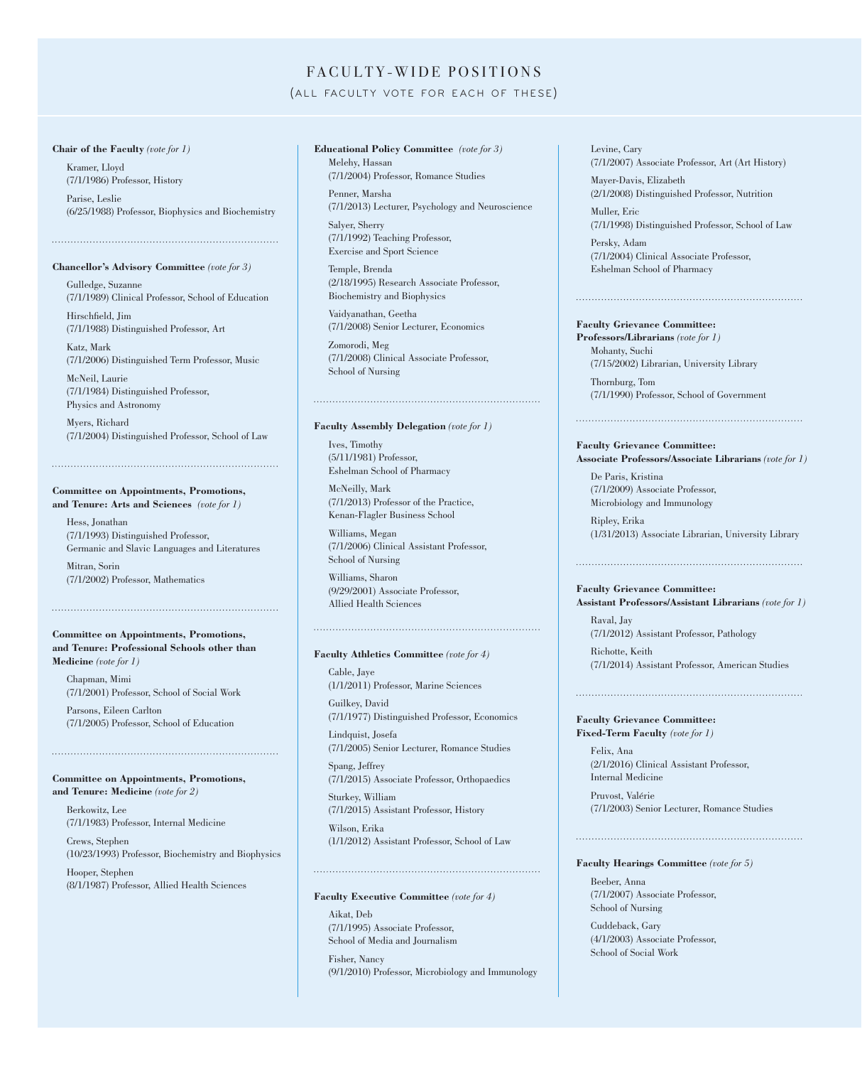# FACULTY-WIDE POSITIONS

## (ALL FACULTY VOTE FOR EACH OF THESE)

**Chair of the Faculty** *(vote for 1)*

Kramer, Lloyd
(7/1/1986) Professor, History

Parise, Leslie
(6/25/1988) Professor, Biophysics and Biochemistry

---

**Chancellor's Advisory Committee** *(vote for 3)*

Gulledge, Suzanne
(7/1/1989) Clinical Professor, School of Education

Hirschfield, Jim
(7/1/1988) Distinguished Professor, Art

Katz, Mark
(7/1/2006) Distinguished Term Professor, Music

McNeil, Laurie
(7/1/1984) Distinguished Professor, Physics and Astronomy

Myers, Richard
(7/1/2004) Distinguished Professor, School of Law

---

**Committee on Appointments, Promotions, and Tenure: Arts and Sciences** *(vote for 1)*

Hess, Jonathan
(7/1/1993) Distinguished Professor, Germanic and Slavic Languages and Literatures

Mitran, Sorin
(7/1/2002) Professor, Mathematics

---

**Committee on Appointments, Promotions, and Tenure: Professional Schools other than Medicine** *(vote for 1)*

Chapman, Mimi
(7/1/2001) Professor, School of Social Work

Parsons, Eileen Carlton
(7/1/2005) Professor, School of Education

---

**Committee on Appointments, Promotions, and Tenure: Medicine** *(vote for 2)*

Berkowitz, Lee
(7/1/1983) Professor, Internal Medicine

Crews, Stephen
(10/23/1993) Professor, Biochemistry and Biophysics

Hooper, Stephen
(8/1/1987) Professor, Allied Health Sciences

---

**Educational Policy Committee** *(vote for 3)*

Melehy, Hassan
(7/1/2004) Professor, Romance Studies

Penner, Marsha
(7/1/2013) Lecturer, Psychology and Neuroscience

Salyer, Sherry
(7/1/1992) Teaching Professor, Exercise and Sport Science

Temple, Brenda
(2/18/1995) Research Associate Professor, Biochemistry and Biophysics

Vaidyanathan, Geetha
(7/1/2008) Senior Lecturer, Economics

Zomorodi, Meg
(7/1/2008) Clinical Associate Professor, School of Nursing

---

**Faculty Assembly Delegation** *(vote for 1)*

Ives, Timothy
(5/11/1981) Professor, Eshelman School of Pharmacy

McNeilly, Mark
(7/1/2013) Professor of the Practice, Kenan-Flagler Business School

Williams, Megan
(7/1/2006) Clinical Assistant Professor, School of Nursing

Williams, Sharon
(9/29/2001) Associate Professor, Allied Health Sciences

---

**Faculty Athletics Committee** *(vote for 4)*

Cable, Jaye
(1/1/2011) Professor, Marine Sciences

Guilkey, David
(7/1/1977) Distinguished Professor, Economics

Lindquist, Josefa
(7/1/2005) Senior Lecturer, Romance Studies

Spang, Jeffrey
(7/1/2015) Associate Professor, Orthopaedics

Sturkey, William
(7/1/2015) Assistant Professor, History

Wilson, Erika
(1/1/2012) Assistant Professor, School of Law

---

**Faculty Executive Committee** *(vote for 4)*

Aikat, Deb
(7/1/1995) Associate Professor, School of Media and Journalism

Fisher, Nancy
(9/1/2010) Professor, Microbiology and Immunology

Levine, Cary
(7/1/2007) Associate Professor, Art (Art History)

Mayer-Davis, Elizabeth
(2/1/2008) Distinguished Professor, Nutrition

Muller, Eric
(7/1/1998) Distinguished Professor, School of Law

Persky, Adam
(7/1/2004) Clinical Associate Professor, Eshelman School of Pharmacy

---

**Faculty Grievance Committee: Professors/Librarians** *(vote for 1)*

Mohanty, Suchi
(7/15/2002) Librarian, University Library

Thornburg, Tom
(7/1/1990) Professor, School of Government

---

**Faculty Grievance Committee: Associate Professors/Associate Librarians** *(vote for 1)*

De Paris, Kristina
(7/1/2009) Associate Professor, Microbiology and Immunology

Ripley, Erika
(1/31/2013) Associate Librarian, University Library

---

**Faculty Grievance Committee: Assistant Professors/Assistant Librarians** *(vote for 1)*

Raval, Jay
(7/1/2012) Assistant Professor, Pathology

Richotte, Keith
(7/1/2014) Assistant Professor, American Studies

---

**Faculty Grievance Committee: Fixed-Term Faculty** *(vote for 1)*

Felix, Ana
(2/1/2016) Clinical Assistant Professor, Internal Medicine

Pruvost, Valérie
(7/1/2003) Senior Lecturer, Romance Studies

---

**Faculty Hearings Committee** *(vote for 5)*

Beeber, Anna
(7/1/2007) Associate Professor, School of Nursing

Cuddeback, Gary
(4/1/2003) Associate Professor, School of Social Work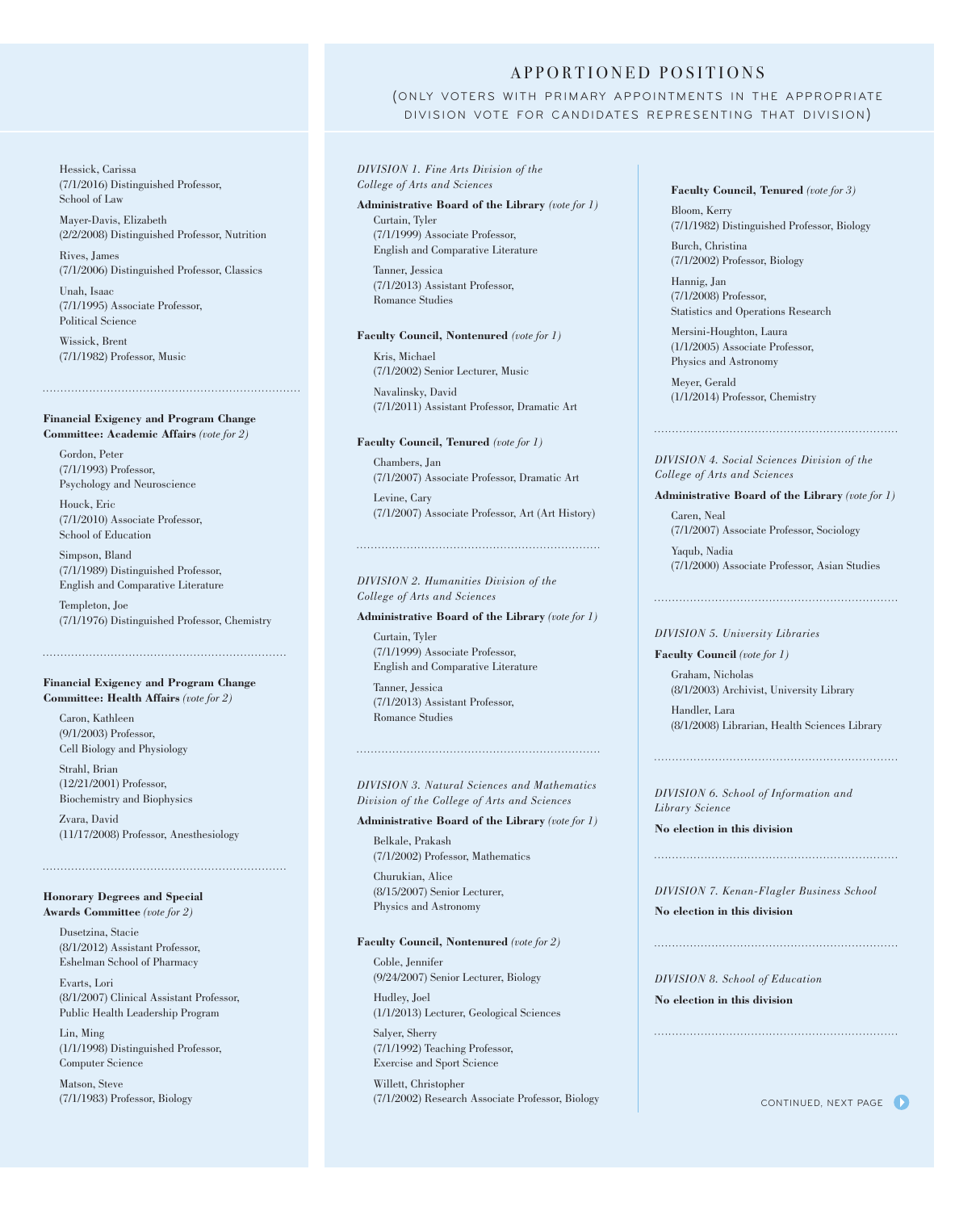Hessick, Carissa
(7/1/2016) Distinguished Professor, School of Law

Mayer-Davis, Elizabeth
(2/2/2008) Distinguished Professor, Nutrition

Rives, James
(7/1/2006) Distinguished Professor, Classics

Unah, Isaac
(7/1/1995) Associate Professor, Political Science

Wissick, Brent
(7/1/1982) Professor, Music

**Financial Exigency and Program Change Committee: Academic Affairs** *(vote for 2)*

Gordon, Peter
(7/1/1993) Professor, Psychology and Neuroscience

Houck, Eric
(7/1/2010) Associate Professor, School of Education

Simpson, Bland
(7/1/1989) Distinguished Professor, English and Comparative Literature

Templeton, Joe
(7/1/1976) Distinguished Professor, Chemistry

**Financial Exigency and Program Change Committee: Health Affairs** *(vote for 2)*

Caron, Kathleen
(9/1/2003) Professor, Cell Biology and Physiology

Strahl, Brian
(12/21/2001) Professor, Biochemistry and Biophysics

Zvara, David
(11/17/2008) Professor, Anesthesiology

**Honorary Degrees and Special Awards Committee** *(vote for 2)*

Dusetzina, Stacie
(8/1/2012) Assistant Professor, Eshelman School of Pharmacy

Evarts, Lori
(8/1/2007) Clinical Assistant Professor, Public Health Leadership Program

Lin, Ming
(1/1/1998) Distinguished Professor, Computer Science

Matson, Steve
(7/1/1983) Professor, Biology

# APPORTIONED POSITIONS

(ONLY VOTERS WITH PRIMARY APPOINTMENTS IN THE APPROPRIATE DIVISION VOTE FOR CANDIDATES REPRESENTING THAT DIVISION)

*DIVISION 1. Fine Arts Division of the College of Arts and Sciences*

**Administrative Board of the Library** *(vote for 1)*

Curtain, Tyler
(7/1/1999) Associate Professor, English and Comparative Literature

Tanner, Jessica
(7/1/2013) Assistant Professor, Romance Studies

**Faculty Council, Nontenured** *(vote for 1)*

Kris, Michael
(7/1/2002) Senior Lecturer, Music

Navalinsky, David
(7/1/2011) Assistant Professor, Dramatic Art

**Faculty Council, Tenured** *(vote for 1)*

Chambers, Jan
(7/1/2007) Associate Professor, Dramatic Art

Levine, Cary
(7/1/2007) Associate Professor, Art (Art History)

*DIVISION 2. Humanities Division of the College of Arts and Sciences*

**Administrative Board of the Library** *(vote for 1)*

Curtain, Tyler
(7/1/1999) Associate Professor, English and Comparative Literature

Tanner, Jessica
(7/1/2013) Assistant Professor, Romance Studies

*DIVISION 3. Natural Sciences and Mathematics Division of the College of Arts and Sciences*

**Administrative Board of the Library** *(vote for 1)*

Belkale, Prakash
(7/1/2002) Professor, Mathematics

Churukian, Alice
(8/15/2007) Senior Lecturer, Physics and Astronomy

**Faculty Council, Nontenured** *(vote for 2)*

Coble, Jennifer
(9/24/2007) Senior Lecturer, Biology

Hudley, Joel
(1/1/2013) Lecturer, Geological Sciences

Salyer, Sherry
(7/1/1992) Teaching Professor, Exercise and Sport Science

Willett, Christopher
(7/1/2002) Research Associate Professor, Biology

**Faculty Council, Tenured** *(vote for 3)*

Bloom, Kerry
(7/1/1982) Distinguished Professor, Biology

Burch, Christina
(7/1/2002) Professor, Biology

Hannig, Jan
(7/1/2008) Professor, Statistics and Operations Research

Mersini-Houghton, Laura
(1/1/2005) Associate Professor, Physics and Astronomy

Meyer, Gerald
(1/1/2014) Professor, Chemistry

*DIVISION 4. Social Sciences Division of the College of Arts and Sciences*

**Administrative Board of the Library** *(vote for 1)*

Caren, Neal
(7/1/2007) Associate Professor, Sociology

Yaqub, Nadia
(7/1/2000) Associate Professor, Asian Studies

*DIVISION 5. University Libraries*

**Faculty Council** *(vote for 1)*

Graham, Nicholas
(8/1/2003) Archivist, University Library

Handler, Lara
(8/1/2008) Librarian, Health Sciences Library

*DIVISION 6. School of Information and Library Science*

**No election in this division**

*DIVISION 7. Kenan-Flagler Business School*

**No election in this division**

*DIVISION 8. School of Education*

**No election in this division**

CONTINUED, NEXT PAGE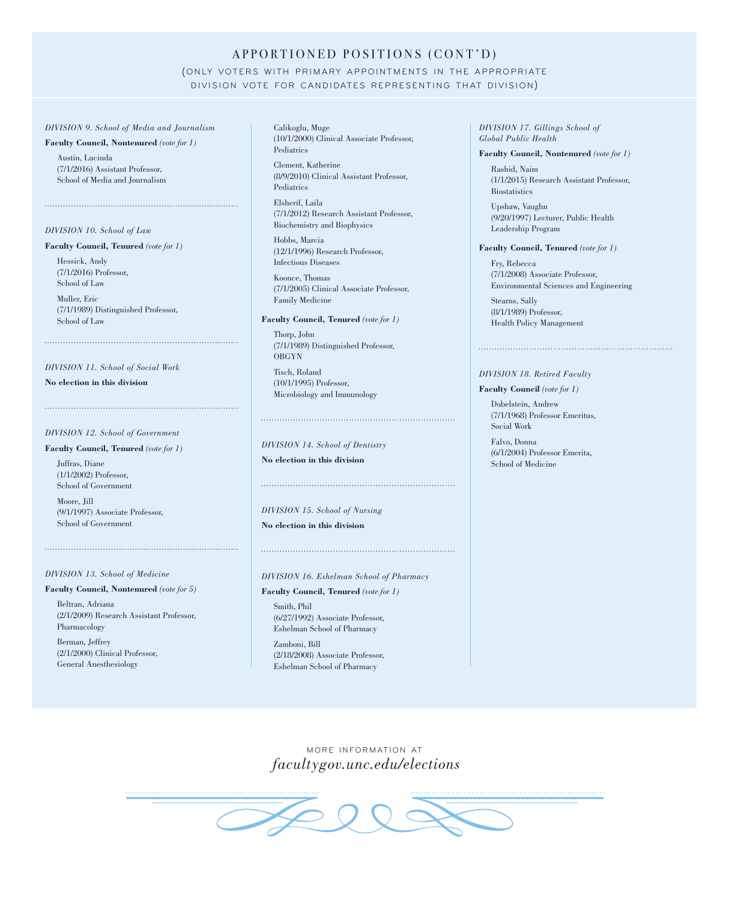## APPORTIONED POSITIONS (CONT'D)

(ONLY VOTERS WITH PRIMARY APPOINTMENTS IN THE APPROPRIATE DIVISION VOTE FOR CANDIDATES REPRESENTING THAT DIVISION)

*DIVISION 9. School of Media and Journalism*

**Faculty Council, Nontenured** *(vote for 1)*

Austin, Lucinda
(7/1/2016) Assistant Professor,
School of Media and Journalism

*DIVISION 10. School of Law*

**Faculty Council, Tenured** *(vote for 1)*

Hessick, Andy
(7/1/2016) Professor,
School of Law

Muller, Eric
(7/1/1989) Distinguished Professor,
School of Law

*DIVISION 11. School of Social Work*

**No election in this division**

*DIVISION 12. School of Government*

**Faculty Council, Tenured** *(vote for 1)*

Juffras, Diane
(1/1/2002) Professor,
School of Government

Moore, Jill
(9/1/1997) Associate Professor,
School of Government

*DIVISION 13. School of Medicine*

**Faculty Council, Nontenured** *(vote for 5)*

Beltran, Adriana
(2/1/2009) Research Assistant Professor,
Pharmacology

Berman, Jeffrey
(2/1/2000) Clinical Professor,
General Anesthesiology

Calikoglu, Muge
(10/1/2000) Clinical Associate Professor,
Pediatrics

Clement, Katherine
(8/9/2010) Clinical Assistant Professor,
Pediatrics

Elsherif, Laila
(7/1/2012) Research Assistant Professor,
Biochemistry and Biophysics

Hobbs, Marcia
(12/1/1996) Research Professor,
Infectious Diseases

Koonce, Thomas
(7/1/2005) Clinical Associate Professor,
Family Medicine

**Faculty Council, Tenured** *(vote for 1)*

Thorp, John
(7/1/1989) Distinguished Professor,
OBGYN

Tisch, Roland
(10/1/1995) Professor,
Microbiology and Immunology

*DIVISION 14. School of Dentistry*

**No election in this division**

*DIVISION 15. School of Nursing*

**No election in this division**

*DIVISION 16. Eshelman School of Pharmacy*

**Faculty Council, Tenured** *(vote for 1)*

Smith, Phil
(6/27/1992) Associate Professor,
Eshelman School of Pharmacy

Zamboni, Bill
(2/18/2008) Associate Professor,
Eshelman School of Pharmacy

*DIVISION 17. Gillings School of Global Public Health*

**Faculty Council, Nontenured** *(vote for 1)*

Rashid, Naim
(1/1/2015) Research Assistant Professor,
Biostatistics

Upshaw, Vaughn
(9/20/1997) Lecturer, Public Health
Leadership Program

**Faculty Council, Tenured** *(vote for 1)*

Fry, Rebecca
(7/1/2008) Associate Professor,
Environmental Sciences and Engineering

Stearns, Sally
(8/1/1989) Professor,
Health Policy Management

*DIVISION 18. Retired Faculty*

**Faculty Council** *(vote for 1)*

Dobelstein, Andrew
(7/1/1968) Professor Emeritus,
Social Work

Falvo, Donna
(6/1/2004) Professor Emerita,
School of Medicine

MORE INFORMATION AT
*facultygov.unc.edu/elections*